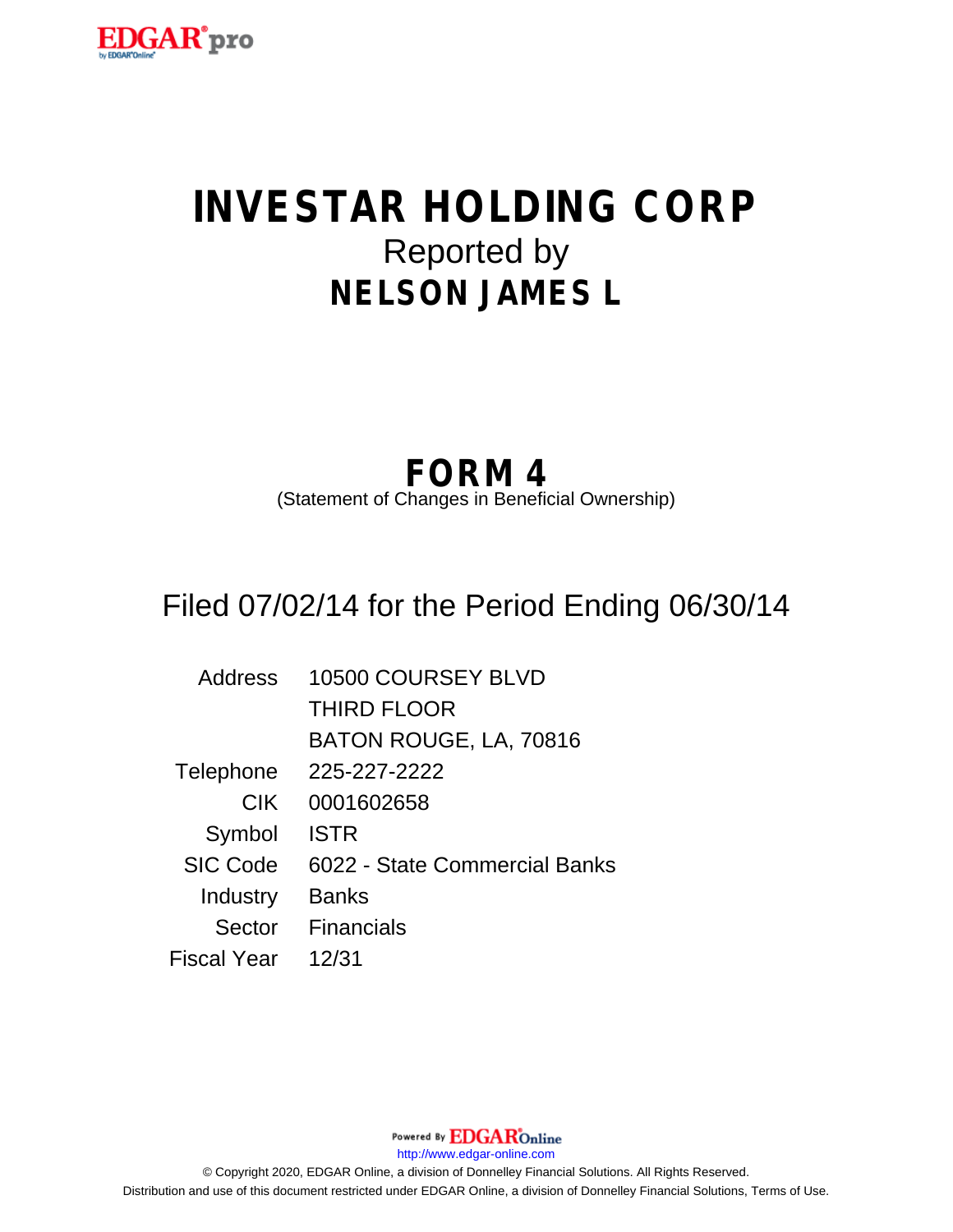# INVESTAR HOLDING CORP

Reported by

## NELSON JAMES L

## FORM 4

(Statement of Changes in Beneficial Ownership)

Filed 07/02/14 for the Period Ending 06/30/14

| | |
|---|---|
| Address | 10500 COURSEY BLVD<br>THIRD FLOOR<br>BATON ROUGE, LA, 70816 |
| Telephone | 225-227-2222 |
| CIK | 0001602658 |
| Symbol | ISTR |
| SIC Code | 6022 - State Commercial Banks |
| Industry | Banks |
| Sector | Financials |
| Fiscal Year | 12/31 |

Powered By EDGAR Online

http://www.edgar-online.com

© Copyright 2020, EDGAR Online, a division of Donnelley Financial Solutions. All Rights Reserved.

Distribution and use of this document restricted under EDGAR Online, a division of Donnelley Financial Solutions, Terms of Use.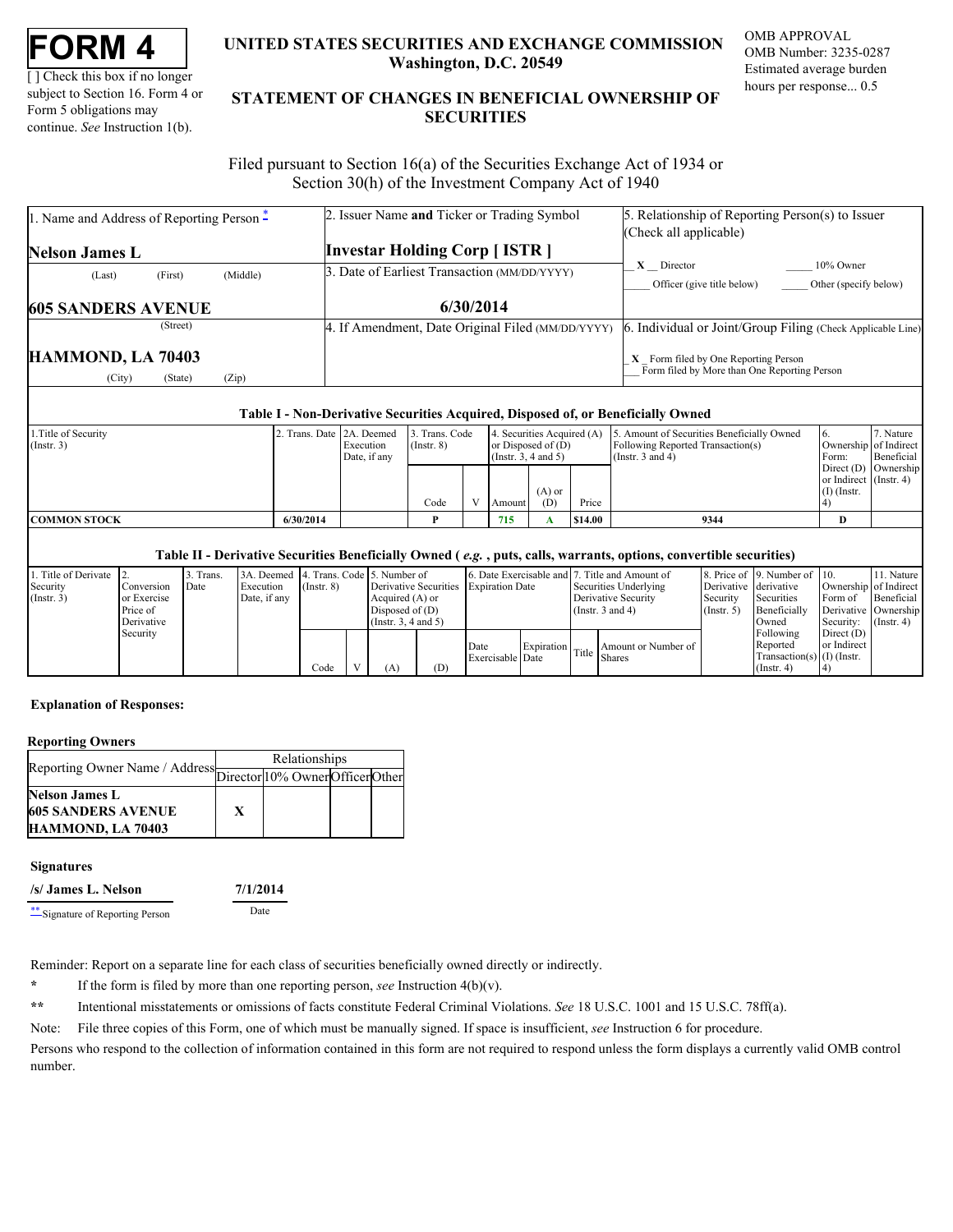# FORM 4

[ ] Check this box if no longer subject to Section 16. Form 4 or Form 5 obligations may continue. *See* Instruction 1(b).

## UNITED STATES SECURITIES AND EXCHANGE COMMISSION
Washington, D.C. 20549

## STATEMENT OF CHANGES IN BENEFICIAL OWNERSHIP OF SECURITIES

OMB APPROVAL
OMB Number: 3235-0287
Estimated average burden hours per response... 0.5

Filed pursuant to Section 16(a) of the Securities Exchange Act of 1934 or Section 30(h) of the Investment Company Act of 1940

| 1. Name and Address of Reporting Person * | 2. Issuer Name and Ticker or Trading Symbol | 5. Relationship of Reporting Person(s) to Issuer (Check all applicable) |
|---|---|---|
| **Nelson James L** | **Investar Holding Corp [ ISTR ]** | X Director ___ 10% Owner |
| (Last) (First) (Middle) | 3. Date of Earliest Transaction (MM/DD/YYYY) | ___ Officer (give title below) ___ Other (specify below) |
| **605 SANDERS AVENUE** | **6/30/2014** | |
| (Street) | 4. If Amendment, Date Original Filed (MM/DD/YYYY) | 6. Individual or Joint/Group Filing (Check Applicable Line) |
| **HAMMOND, LA 70403** | | X Form filed by One Reporting Person |
| (City) (State) (Zip) | | ___ Form filed by More than One Reporting Person |

### Table I - Non-Derivative Securities Acquired, Disposed of, or Beneficially Owned

| 1.Title of Security (Instr. 3) | 2. Trans. Date | 2A. Deemed Execution Date, if any | 3. Trans. Code (Instr. 8) | | 4. Securities Acquired (A) or Disposed of (D) (Instr. 3, 4 and 5) | | | 5. Amount of Securities Beneficially Owned Following Reported Transaction(s) (Instr. 3 and 4) | 6. Ownership Form: Direct (D) or Indirect (I) (Instr. 4) | 7. Nature of Indirect Beneficial Ownership (Instr. 4) |
|---|---|---|---|---|---|---|---|---|---|---|
| | | | Code | V | Amount | (A) or (D) | Price | | | |
| **COMMON STOCK** | 6/30/2014 | | P | | 715 | A | $14.00 | 9344 | D | |

### Table II - Derivative Securities Beneficially Owned ( *e.g.* , puts, calls, warrants, options, convertible securities)

| 1. Title of Derivate Security (Instr. 3) | 2. Conversion or Exercise Price of Derivative Security | 3. Trans. Date | 3A. Deemed Execution Date, if any | 4. Trans. Code (Instr. 8) | | 5. Number of Derivative Securities Acquired (A) or Disposed of (D) (Instr. 3, 4 and 5) | | 6. Date Exercisable and Expiration Date | | 7. Title and Amount of Securities Underlying Derivative Security (Instr. 3 and 4) | | 8. Price of Derivative Security (Instr. 5) | 9. Number of derivative Securities Beneficially Owned Following Reported Transaction(s) (Instr. 4) | 10. Ownership Form of Derivative Security: Direct (D) or Indirect (I) (Instr. 4) | 11. Nature of Indirect Beneficial Ownership (Instr. 4) |
|---|---|---|---|---|---|---|---|---|---|---|---|---|---|---|---|
| | | | | Code | V | (A) | (D) | Date Exercisable | Expiration Date | Title | Amount or Number of Shares | | | | |

**Explanation of Responses:**

**Reporting Owners**

| Reporting Owner Name / Address | Relationships | | | |
|---|---|---|---|---|
| | Director | 10% Owner | Officer | Other |
| **Nelson James L**<br>**605 SANDERS AVENUE**<br>**HAMMOND, LA 70403** | X | | | |

**Signatures**

| **/s/ James L. Nelson** | **7/1/2014** |
|---|---|
| ** Signature of Reporting Person | Date |

Reminder: Report on a separate line for each class of securities beneficially owned directly or indirectly.

\* If the form is filed by more than one reporting person, *see* Instruction 4(b)(v).

** Intentional misstatements or omissions of facts constitute Federal Criminal Violations. *See* 18 U.S.C. 1001 and 15 U.S.C. 78ff(a).

Note: File three copies of this Form, one of which must be manually signed. If space is insufficient, *see* Instruction 6 for procedure.

Persons who respond to the collection of information contained in this form are not required to respond unless the form displays a currently valid OMB control number.